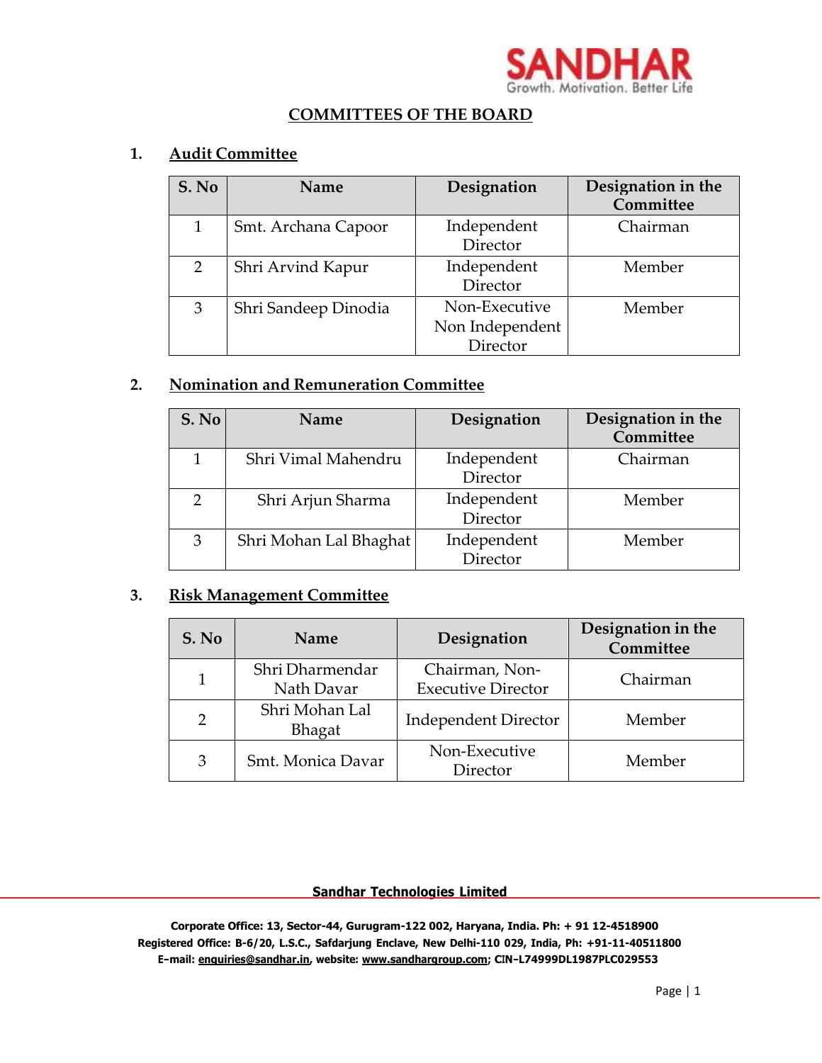# COMMITTEES OF THE BOARD

## 1. Audit Committee

| S. No | Name | Designation | Designation in the Committee |
|---|---|---|---|
| 1 | Smt. Archana Capoor | Independent Director | Chairman |
| 2 | Shri Arvind Kapur | Independent Director | Member |
| 3 | Shri Sandeep Dinodia | Non-Executive Non Independent Director | Member |

## 2. Nomination and Remuneration Committee

| S. No | Name | Designation | Designation in the Committee |
|---|---|---|---|
| 1 | Shri Vimal Mahendru | Independent Director | Chairman |
| 2 | Shri Arjun Sharma | Independent Director | Member |
| 3 | Shri Mohan Lal Bhaghat | Independent Director | Member |

## 3. Risk Management Committee

| S. No | Name | Designation | Designation in the Committee |
|---|---|---|---|
| 1 | Shri Dharmendar Nath Davar | Chairman, Non-Executive Director | Chairman |
| 2 | Shri Mohan Lal Bhagat | Independent Director | Member |
| 3 | Smt. Monica Davar | Non-Executive Director | Member |

**Sandhar Technologies Limited**

**Corporate Office: 13, Sector-44, Gurugram-122 002, Haryana, India. Ph: + 91 12-4518900**
**Registered Office: B-6/20, L.S.C., Safdarjung Enclave, New Delhi-110 029, India, Ph: +91-11-40511800**
**E-mail: enquiries@sandhar.in, website: www.sandhargroup.com; CIN-L74999DL1987PLC029553**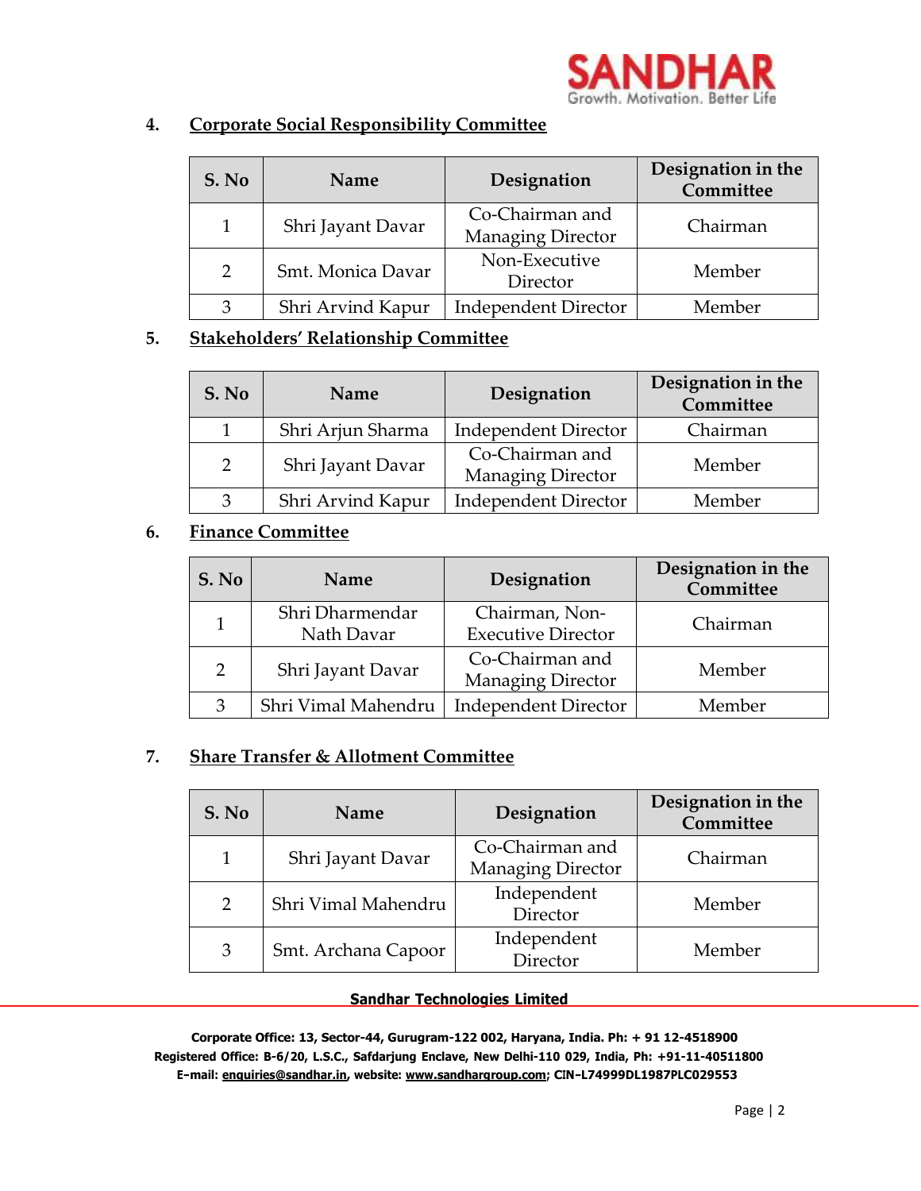4. **Corporate Social Responsibility Committee**

| S. No | Name | Designation | Designation in the Committee |
|---|---|---|---|
| 1 | Shri Jayant Davar | Co-Chairman and Managing Director | Chairman |
| 2 | Smt. Monica Davar | Non-Executive Director | Member |
| 3 | Shri Arvind Kapur | Independent Director | Member |

5. **Stakeholders' Relationship Committee**

| S. No | Name | Designation | Designation in the Committee |
|---|---|---|---|
| 1 | Shri Arjun Sharma | Independent Director | Chairman |
| 2 | Shri Jayant Davar | Co-Chairman and Managing Director | Member |
| 3 | Shri Arvind Kapur | Independent Director | Member |

6. **Finance Committee**

| S. No | Name | Designation | Designation in the Committee |
|---|---|---|---|
| 1 | Shri Dharmendar Nath Davar | Chairman, Non-Executive Director | Chairman |
| 2 | Shri Jayant Davar | Co-Chairman and Managing Director | Member |
| 3 | Shri Vimal Mahendru | Independent Director | Member |

7. **Share Transfer & Allotment Committee**

| S. No | Name | Designation | Designation in the Committee |
|---|---|---|---|
| 1 | Shri Jayant Davar | Co-Chairman and Managing Director | Chairman |
| 2 | Shri Vimal Mahendru | Independent Director | Member |
| 3 | Smt. Archana Capoor | Independent Director | Member |

**Sandhar Technologies Limited**

**Corporate Office: 13, Sector-44, Gurugram-122 002, Haryana, India. Ph: + 91 12-4518900**
**Registered Office: B-6/20, L.S.C., Safdarjung Enclave, New Delhi-110 029, India, Ph: +91-11-40511800**
**E-mail: enquiries@sandhar.in, website: www.sandhargroup.com; CIN-L74999DL1987PLC029553**